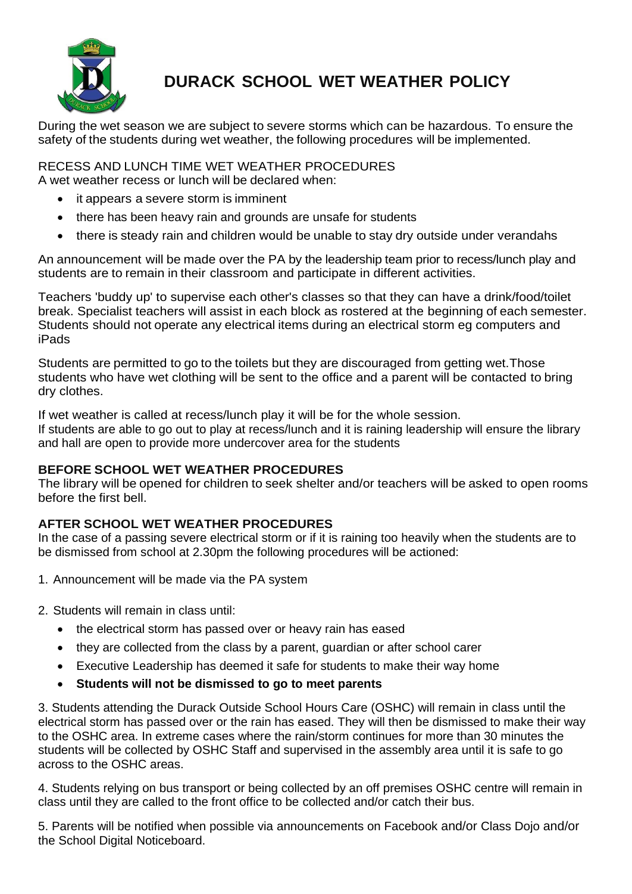# DURACK SCHOOL WET WEATHER POLICY

During the wet season we are subject to severe storms which can be hazardous. To ensure the safety of the students during wet weather, the following procedures will be implemented.

RECESS AND LUNCH TIME WET WEATHER PROCEDURES

A wet weather recess or lunch will be declared when:

- it appears a severe storm is imminent
- there has been heavy rain and grounds are unsafe for students
- there is steady rain and children would be unable to stay dry outside under verandahs

An announcement will be made over the PA by the leadership team prior to recess/lunch play and students are to remain in their classroom and participate in different activities.

Teachers 'buddy up' to supervise each other's classes so that they can have a drink/food/toilet break. Specialist teachers will assist in each block as rostered at the beginning of each semester. Students should not operate any electrical items during an electrical storm eg computers and iPads

Students are permitted to go to the toilets but they are discouraged from getting wet.Those students who have wet clothing will be sent to the office and a parent will be contacted to bring dry clothes.

If wet weather is called at recess/lunch play it will be for the whole session.
If students are able to go out to play at recess/lunch and it is raining leadership will ensure the library and hall are open to provide more undercover area for the students

**BEFORE SCHOOL WET WEATHER PROCEDURES**

The library will be opened for children to seek shelter and/or teachers will be asked to open rooms before the first bell.

**AFTER SCHOOL WET WEATHER PROCEDURES**

In the case of a passing severe electrical storm or if it is raining too heavily when the students are to be dismissed from school at 2.30pm the following procedures will be actioned:

1. Announcement will be made via the PA system

2. Students will remain in class until:
   - the electrical storm has passed over or heavy rain has eased
   - they are collected from the class by a parent, guardian or after school carer
   - Executive Leadership has deemed it safe for students to make their way home
   - **Students will not be dismissed to go to meet parents**

3. Students attending the Durack Outside School Hours Care (OSHC) will remain in class until the electrical storm has passed over or the rain has eased. They will then be dismissed to make their way to the OSHC area. In extreme cases where the rain/storm continues for more than 30 minutes the students will be collected by OSHC Staff and supervised in the assembly area until it is safe to go across to the OSHC areas.

4. Students relying on bus transport or being collected by an off premises OSHC centre will remain in class until they are called to the front office to be collected and/or catch their bus.

5. Parents will be notified when possible via announcements on Facebook and/or Class Dojo and/or the School Digital Noticeboard.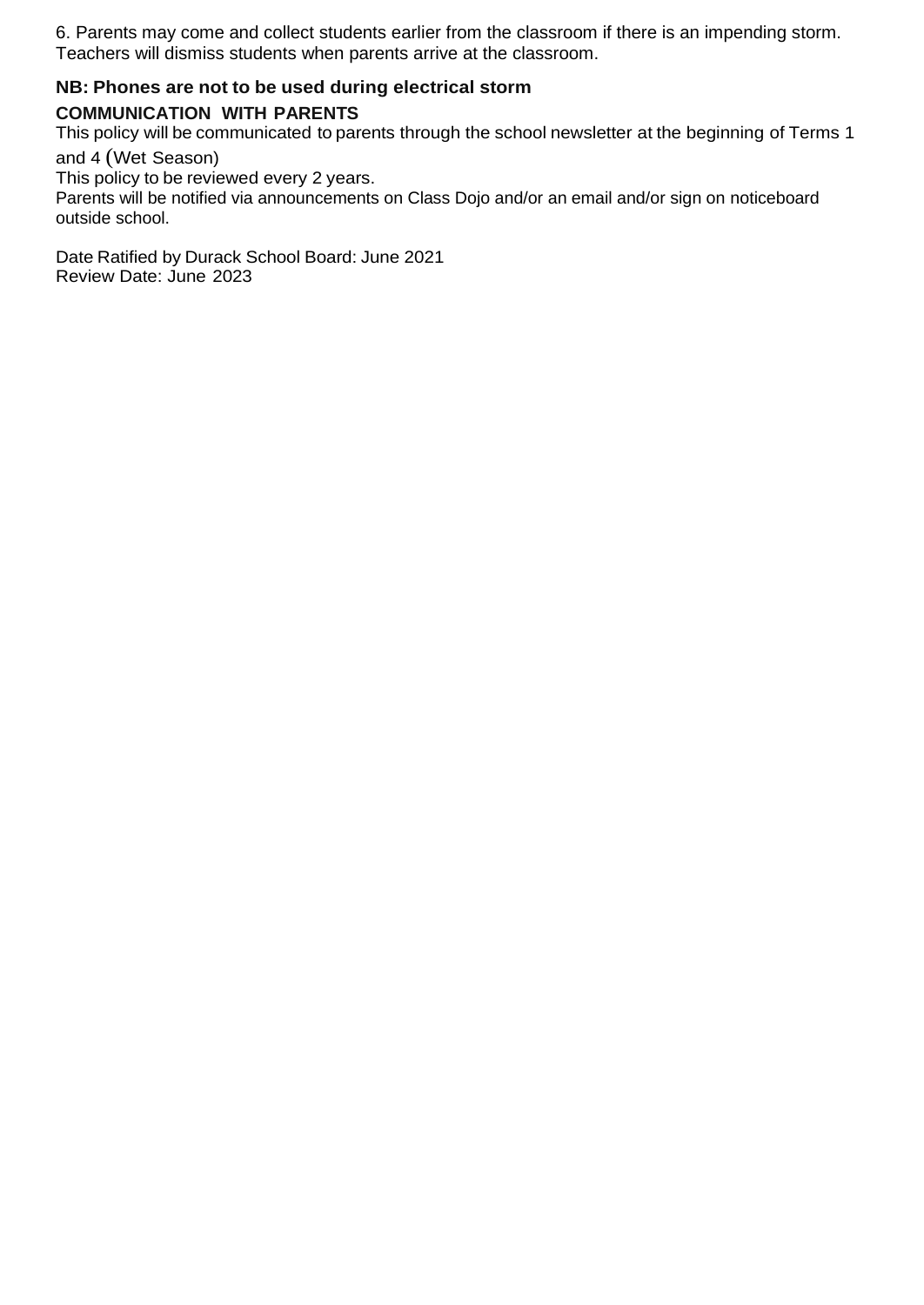6. Parents may come and collect students earlier from the classroom if there is an impending storm. Teachers will dismiss students when parents arrive at the classroom.

**NB: Phones are not to be used during electrical storm**

**COMMUNICATION WITH PARENTS**

This policy will be communicated to parents through the school newsletter at the beginning of Terms 1 and 4 (Wet Season)

This policy to be reviewed every 2 years.

Parents will be notified via announcements on Class Dojo and/or an email and/or sign on noticeboard outside school.

Date Ratified by Durack School Board: June 2021
Review Date: June 2023